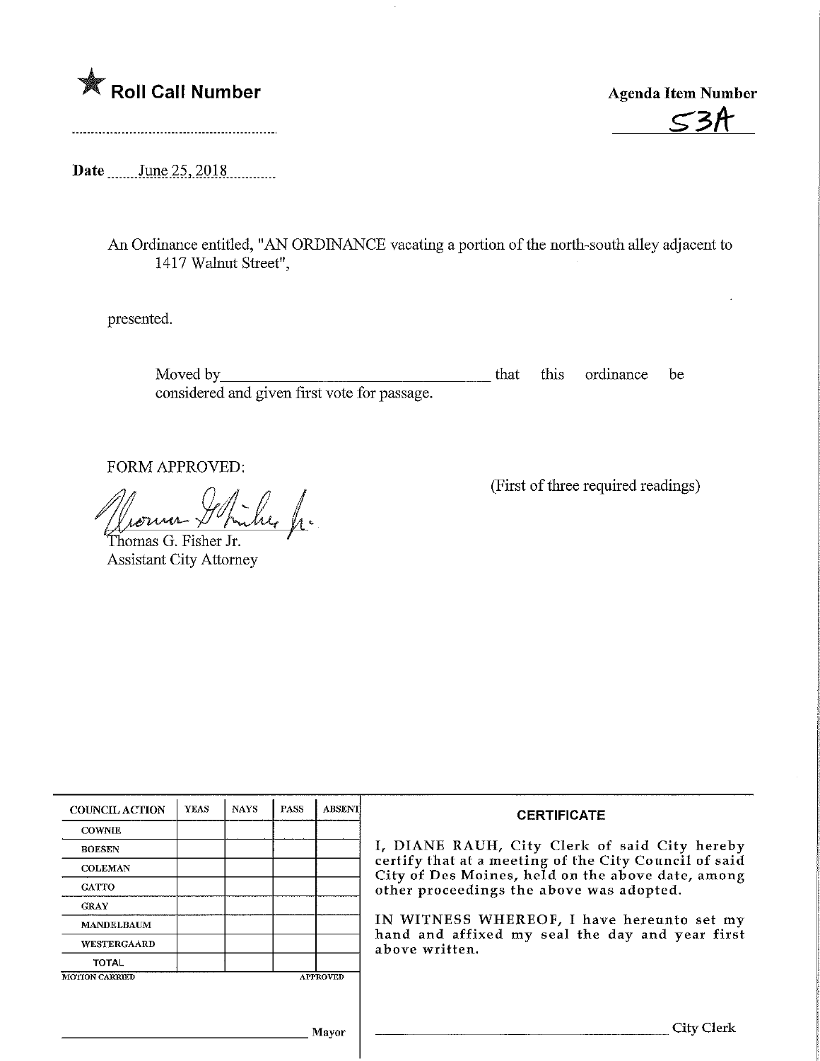★ **Roll Call Number**

**Agenda Item Number**

53A

**Date** June 25, 2018

An Ordinance entitled, "AN ORDINANCE vacating a portion of the north-south alley adjacent to 1417 Walnut Street",

presented.

Moved by\_\_\_\_\_\_\_\_\_\_\_\_\_\_\_\_\_\_\_\_\_\_\_\_\_\_\_\_\_\_ that this ordinance be considered and given first vote for passage.

FORM APPROVED:

Thomas G. Fisher Jr.
Assistant City Attorney

(First of three required readings)

| COUNCIL ACTION | YEAS | NAYS | PASS | ABSENT |
|---|---|---|---|---|
| COWNIE | | | | |
| BOESEN | | | | |
| COLEMAN | | | | |
| GATTO | | | | |
| GRAY | | | | |
| MANDELBAUM | | | | |
| WESTERGAARD | | | | |
| TOTAL | | | | |

MOTION CARRIED APPROVED

\_\_\_\_\_\_\_\_\_\_\_\_\_\_\_\_\_\_\_\_\_\_\_\_ Mayor

**CERTIFICATE**

I, DIANE RAUH, City Clerk of said City hereby certify that at a meeting of the City Council of said City of Des Moines, held on the above date, among other proceedings the above was adopted.

IN WITNESS WHEREOF, I have hereunto set my hand and affixed my seal the day and year first above written.

\_\_\_\_\_\_\_\_\_\_\_\_\_\_\_\_\_\_\_\_\_\_\_\_ City Clerk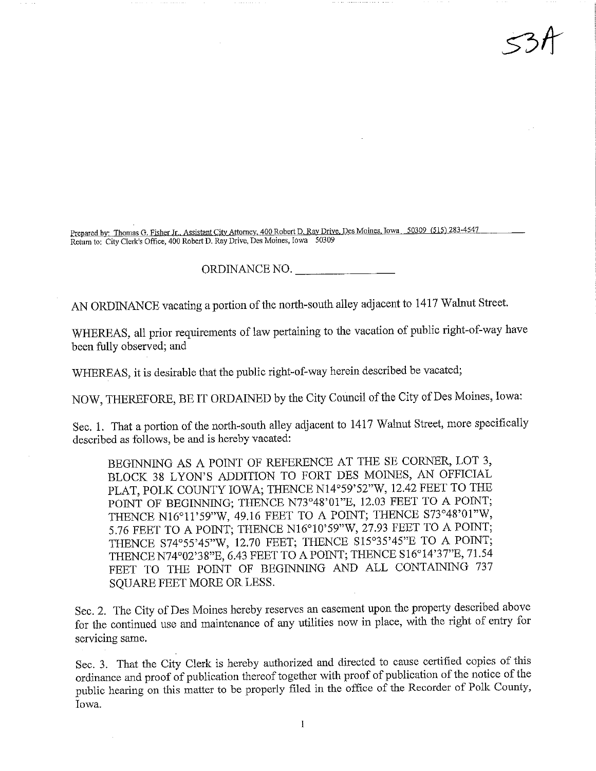53A

Prepared by: Thomas G. Fisher Jr., Assistant City Attorney, 400 Robert D. Ray Drive, Des Moines, Iowa 50309 (515) 283-4547
Return to: City Clerk's Office, 400 Robert D. Ray Drive, Des Moines, Iowa 50309

ORDINANCE NO. ______________

AN ORDINANCE vacating a portion of the north-south alley adjacent to 1417 Walnut Street.

WHEREAS, all prior requirements of law pertaining to the vacation of public right-of-way have been fully observed; and

WHEREAS, it is desirable that the public right-of-way herein described be vacated;

NOW, THEREFORE, BE IT ORDAINED by the City Council of the City of Des Moines, Iowa:

Sec. 1. That a portion of the north-south alley adjacent to 1417 Walnut Street, more specifically described as follows, be and is hereby vacated:

> BEGINNING AS A POINT OF REFERENCE AT THE SE CORNER, LOT 3, BLOCK 38 LYON'S ADDITION TO FORT DES MOINES, AN OFFICIAL PLAT, POLK COUNTY IOWA; THENCE N14°59'52"W, 12.42 FEET TO THE POINT OF BEGINNING; THENCE N73°48'01"E, 12.03 FEET TO A POINT; THENCE N16°11'59"W, 49.16 FEET TO A POINT; THENCE S73°48'01"W, 5.76 FEET TO A POINT; THENCE N16°10'59"W, 27.93 FEET TO A POINT; THENCE S74°55'45"W, 12.70 FEET; THENCE S15°35'45"E TO A POINT; THENCE N74°02'38"E, 6.43 FEET TO A POINT; THENCE S16°14'37"E, 71.54 FEET TO THE POINT OF BEGINNING AND ALL CONTAINING 737 SQUARE FEET MORE OR LESS.

Sec. 2. The City of Des Moines hereby reserves an easement upon the property described above for the continued use and maintenance of any utilities now in place, with the right of entry for servicing same.

Sec. 3. That the City Clerk is hereby authorized and directed to cause certified copies of this ordinance and proof of publication thereof together with proof of publication of the notice of the public hearing on this matter to be properly filed in the office of the Recorder of Polk County, Iowa.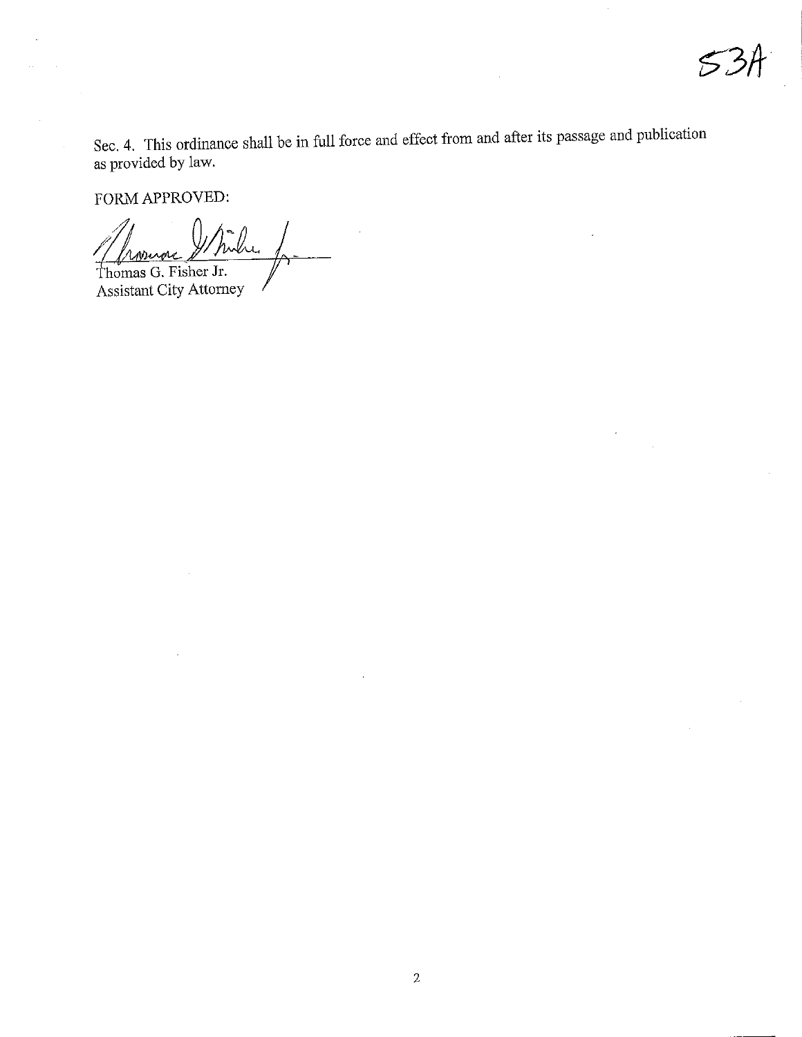53A

Sec. 4. This ordinance shall be in full force and effect from and after its passage and publication as provided by law.

FORM APPROVED:

Thomas G. Fisher Jr.
Assistant City Attorney